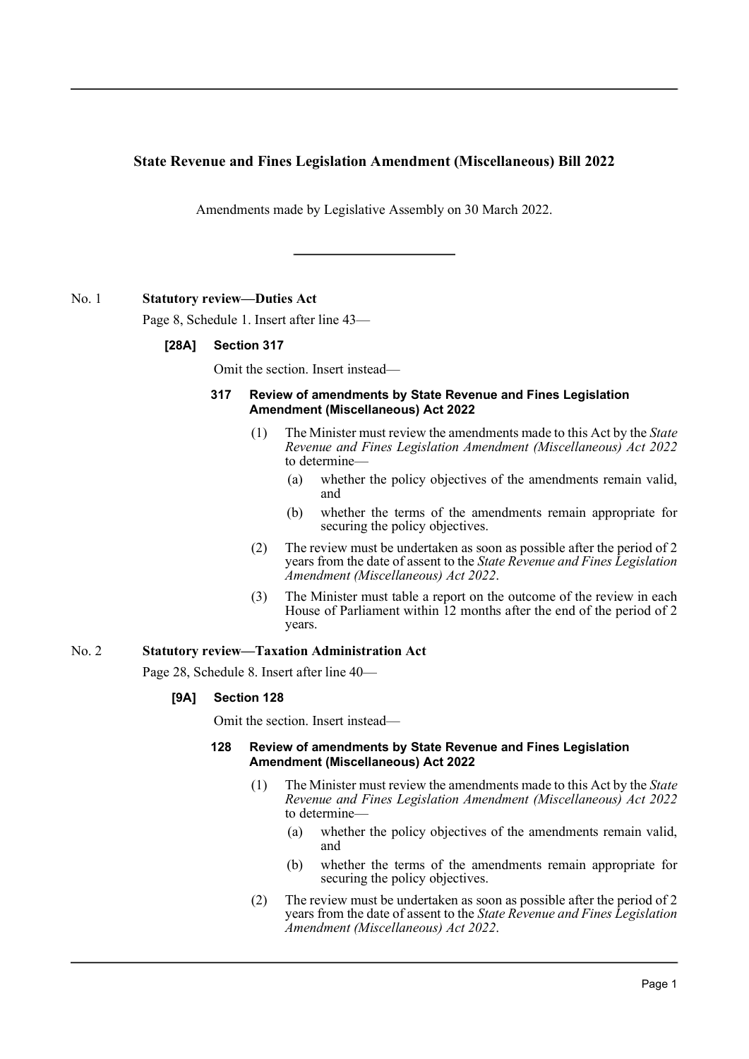# State Revenue and Fines Legislation Amendment (Miscellaneous) Bill 2022

Amendments made by Legislative Assembly on 30 March 2022.

---

## No. 1 Statutory review—Duties Act

Page 8, Schedule 1. Insert after line 43—

**[28A] Section 317**

Omit the section. Insert instead—

**317 Review of amendments by State Revenue and Fines Legislation Amendment (Miscellaneous) Act 2022**

(1) The Minister must review the amendments made to this Act by the *State Revenue and Fines Legislation Amendment (Miscellaneous) Act 2022* to determine—

(a) whether the policy objectives of the amendments remain valid, and

(b) whether the terms of the amendments remain appropriate for securing the policy objectives.

(2) The review must be undertaken as soon as possible after the period of 2 years from the date of assent to the *State Revenue and Fines Legislation Amendment (Miscellaneous) Act 2022*.

(3) The Minister must table a report on the outcome of the review in each House of Parliament within 12 months after the end of the period of 2 years.

## No. 2 Statutory review—Taxation Administration Act

Page 28, Schedule 8. Insert after line 40—

**[9A] Section 128**

Omit the section. Insert instead—

**128 Review of amendments by State Revenue and Fines Legislation Amendment (Miscellaneous) Act 2022**

(1) The Minister must review the amendments made to this Act by the *State Revenue and Fines Legislation Amendment (Miscellaneous) Act 2022* to determine—

(a) whether the policy objectives of the amendments remain valid, and

(b) whether the terms of the amendments remain appropriate for securing the policy objectives.

(2) The review must be undertaken as soon as possible after the period of 2 years from the date of assent to the *State Revenue and Fines Legislation Amendment (Miscellaneous) Act 2022*.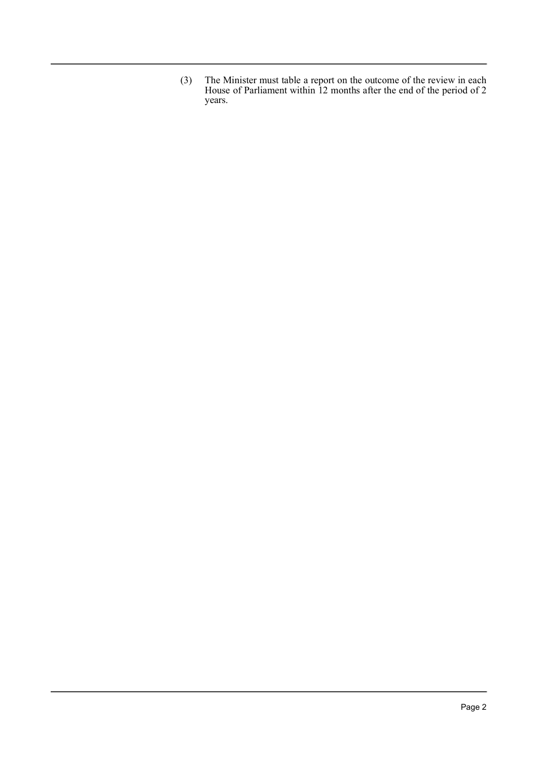(3) The Minister must table a report on the outcome of the review in each House of Parliament within 12 months after the end of the period of 2 years.